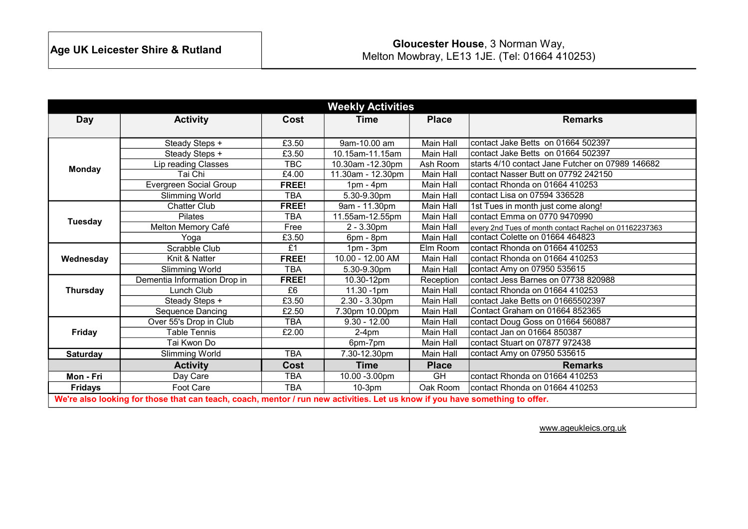**Age UK Leicester Shire & Rutland**

**Gloucester House**, 3 Norman Way,
Melton Mowbray, LE13 1JE. (Tel: 01664 410253)

## Weekly Activities

| Day | Activity | Cost | Time | Place | Remarks |
|---|---|---|---|---|---|
| **Monday** | Steady Steps + | £3.50 | 9am-10.00 am | Main Hall | contact Jake Betts on 01664 502397 |
| | Steady Steps + | £3.50 | 10.15am-11.15am | Main Hall | contact Jake Betts on 01664 502397 |
| | Lip reading Classes | TBC | 10.30am -12.30pm | Ash Room | starts 4/10 contact Jane Futcher on 07989 146682 |
| | Tai Chi | £4.00 | 11.30am - 12.30pm | Main Hall | contact Nasser Butt on 07792 242150 |
| | Evergreen Social Group | **FREE!** | 1pm - 4pm | Main Hall | contact Rhonda on 01664 410253 |
| | Slimming World | TBA | 5.30-9.30pm | Main Hall | contact Lisa on 07594 336528 |
| **Tuesday** | Chatter Club | **FREE!** | 9am - 11.30pm | Main Hall | 1st Tues in month just come along! |
| | Pilates | TBA | 11.55am-12.55pm | Main Hall | contact Emma on 0770 9470990 |
| | Melton Memory Café | Free | 2 - 3.30pm | Main Hall | every 2nd Tues of month contact Rachel on 01162237363 |
| | Yoga | £3.50 | 6pm - 8pm | Main Hall | contact Colette on 01664 464823 |
| **Wednesday** | Scrabble Club | £1 | 1pm - 3pm | Elm Room | contact Rhonda on 01664 410253 |
| | Knit & Natter | **FREE!** | 10.00 - 12.00 AM | Main Hall | contact Rhonda on 01664 410253 |
| | Slimming World | TBA | 5.30-9.30pm | Main Hall | contact Amy on 07950 535615 |
| **Thursday** | Dementia Information Drop in | **FREE!** | 10.30-12pm | Reception | contact Jess Barnes on 07738 820988 |
| | Lunch Club | £6 | 11.30 -1pm | Main Hall | contact Rhonda on 01664 410253 |
| | Steady Steps + | £3.50 | 2.30 - 3.30pm | Main Hall | contact Jake Betts on 01665502397 |
| | Sequence Dancing | £2.50 | 7.30pm 10.00pm | Main Hall | Contact Graham on 01664 852365 |
| **Friday** | Over 55's Drop in Club | TBA | 9.30 - 12.00 | Main Hall | contact Doug Goss on 01664 560887 |
| | Table Tennis | £2.00 | 2-4pm | Main Hall | contact Jan on 01664 850387 |
| | Tai Kwon Do | | 6pm-7pm | Main Hall | contact Stuart on 07877 972438 |
| **Saturday** | Slimming World | TBA | 7.30-12.30pm | Main Hall | contact Amy on 07950 535615 |
| | **Activity** | **Cost** | **Time** | **Place** | **Remarks** |
| **Mon - Fri** | Day Care | TBA | 10.00 -3.00pm | GH | contact Rhonda on 01664 410253 |
| **Fridays** | Foot Care | TBA | 10-3pm | Oak Room | contact Rhonda on 01664 410253 |

**We're also looking for those that can teach, coach, mentor / run new activities. Let us know if you have something to offer.**

www.ageukleics.org.uk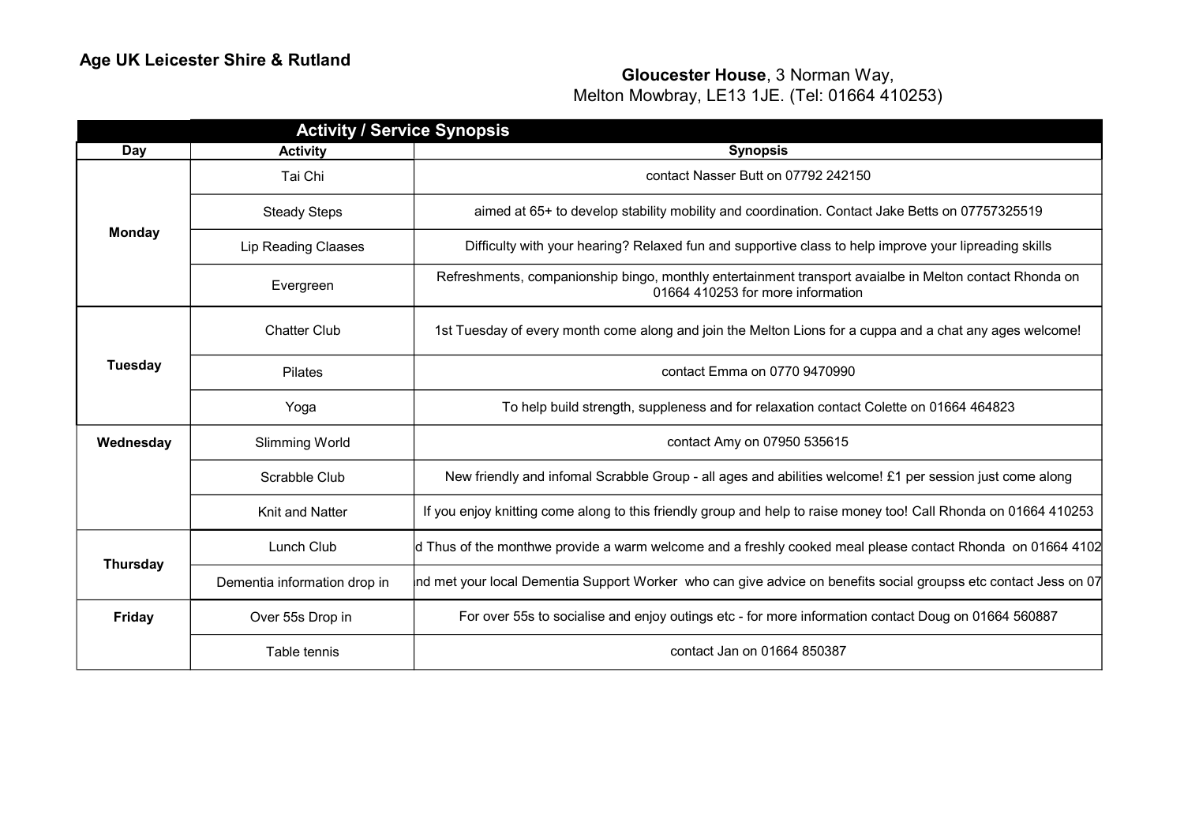**Age UK Leicester Shire & Rutland**

**Gloucester House**, 3 Norman Way,
Melton Mowbray, LE13 1JE. (Tel: 01664 410253)

| Activity / Service Synopsis | | |
|---|---|---|
| **Day** | **Activity** | **Synopsis** |
| **Monday** | Tai Chi | contact Nasser Butt on 07792 242150 |
| | Steady Steps | aimed at 65+ to develop stability mobility and coordination. Contact Jake Betts on 07757325519 |
| | Lip Reading Claases | Difficulty with your hearing? Relaxed fun and supportive class to help improve your lipreading skills |
| | Evergreen | Refreshments, companionship bingo, monthly entertainment transport avaialbe in Melton contact Rhonda on 01664 410253 for more information |
| **Tuesday** | Chatter Club | 1st Tuesday of every month come along and join the Melton Lions for a cuppa and a chat any ages welcome! |
| | Pilates | contact Emma on 0770 9470990 |
| | Yoga | To help build strength, suppleness and for relaxation contact Colette on 01664 464823 |
| **Wednesday** | Slimming World | contact Amy on 07950 535615 |
| | Scrabble Club | New friendly and infomal Scrabble Group - all ages and abilities welcome! £1 per session just come along |
| | Knit and Natter | If you enjoy knitting come along to this friendly group and help to raise money too! Call Rhonda on 01664 410253 |
| **Thursday** | Lunch Club | d Thus of the monthwe provide a warm welcome and a freshly cooked meal please contact Rhonda on 01664 4102 |
| | Dementia information drop in | nd met your local Dementia Support Worker who can give advice on benefits social groupss etc contact Jess on 07 |
| **Friday** | Over 55s Drop in | For over 55s to socialise and enjoy outings etc - for more information contact Doug on 01664 560887 |
| | Table tennis | contact Jan on 01664 850387 |